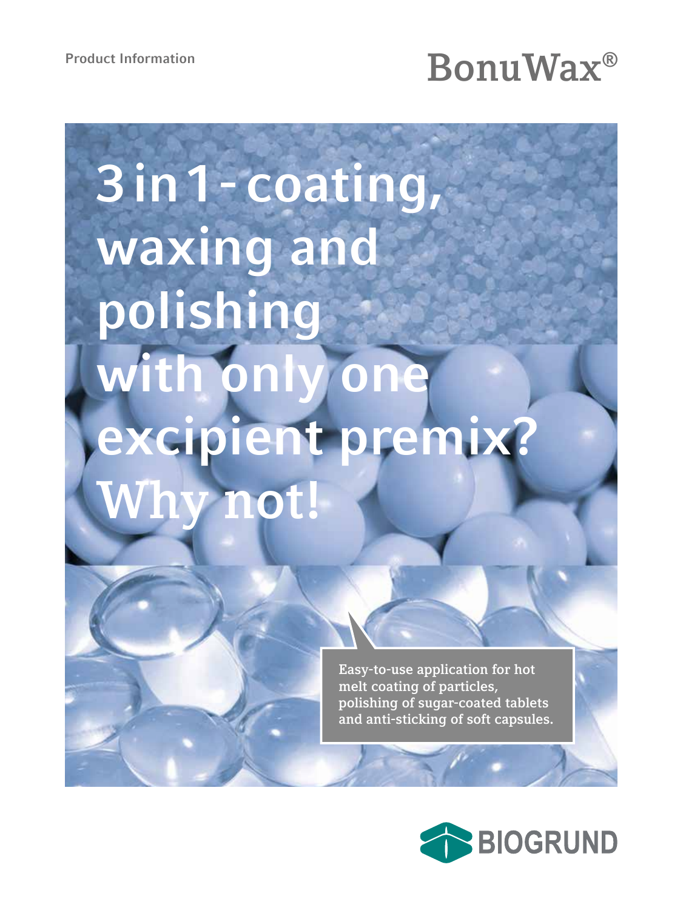Product Information

# BonuWax®

# 3 in 1 - coating, waxing and polishing with only one excipient premix? Why not!

Easy-to-use application for hot melt coating of particles, polishing of sugar-coated tablets and anti-sticking of soft capsules.

BIOGRUND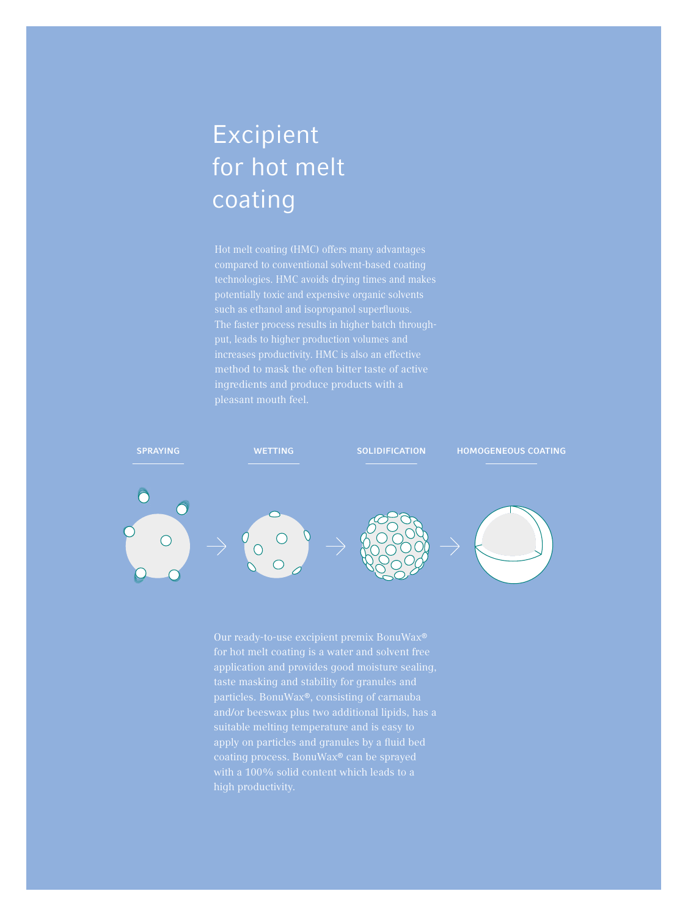# Excipient for hot melt coating

Hot melt coating (HMC) offers many advantages compared to conventional solvent-based coating technologies. HMC avoids drying times and makes potentially toxic and expensive organic solvents such as ethanol and isopropanol superfluous. The faster process results in higher batch throughput, leads to higher production volumes and increases productivity. HMC is also an effective method to mask the often bitter taste of active ingredients and produce products with a pleasant mouth feel.

SPRAYING → WETTING → SOLIDIFICATION → HOMOGENEOUS COATING

Our ready-to-use excipient premix BonuWax® for hot melt coating is a water and solvent free application and provides good moisture sealing, taste masking and stability for granules and particles. BonuWax®, consisting of carnauba and/or beeswax plus two additional lipids, has a suitable melting temperature and is easy to apply on particles and granules by a fluid bed coating process. BonuWax® can be sprayed with a 100% solid content which leads to a high productivity.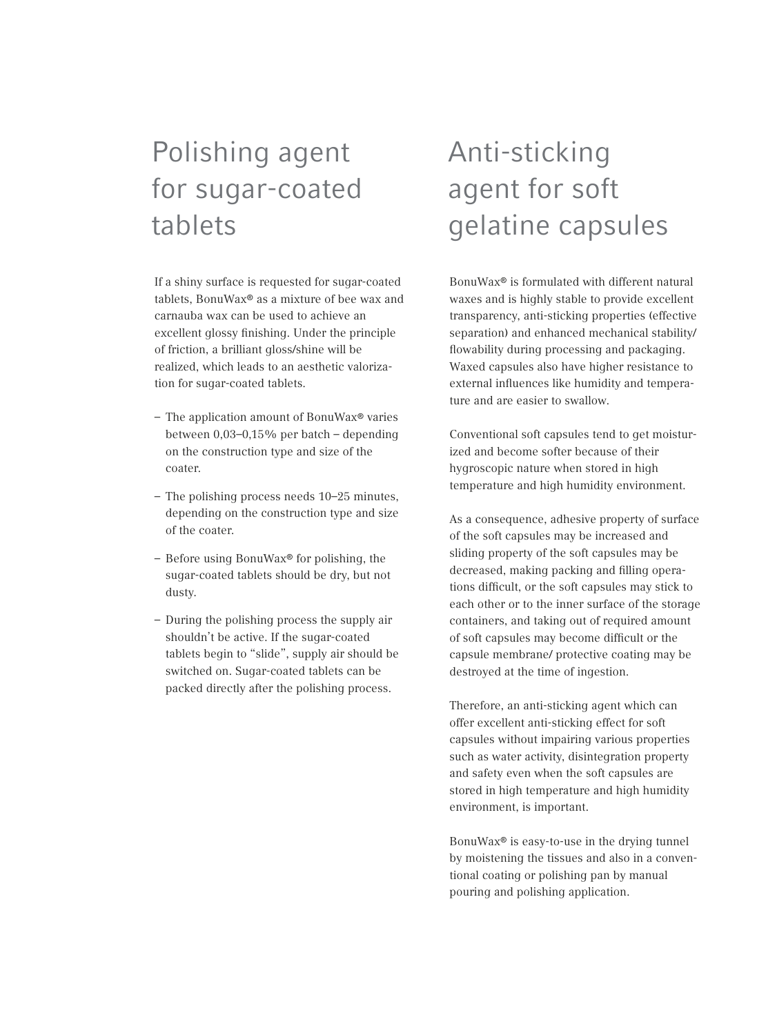# Polishing agent for sugar-coated tablets

If a shiny surface is requested for sugar-coated tablets, BonuWax® as a mixture of bee wax and carnauba wax can be used to achieve an excellent glossy finishing. Under the principle of friction, a brilliant gloss/shine will be realized, which leads to an aesthetic valorization for sugar-coated tablets.

- The application amount of BonuWax® varies between 0,03–0,15% per batch – depending on the construction type and size of the coater.
- The polishing process needs 10–25 minutes, depending on the construction type and size of the coater.
- Before using BonuWax® for polishing, the sugar-coated tablets should be dry, but not dusty.
- During the polishing process the supply air shouldn't be active. If the sugar-coated tablets begin to "slide", supply air should be switched on. Sugar-coated tablets can be packed directly after the polishing process.

# Anti-sticking agent for soft gelatine capsules

BonuWax® is formulated with different natural waxes and is highly stable to provide excellent transparency, anti-sticking properties (effective separation) and enhanced mechanical stability/ flowability during processing and packaging. Waxed capsules also have higher resistance to external influences like humidity and temperature and are easier to swallow.

Conventional soft capsules tend to get moisturized and become softer because of their hygroscopic nature when stored in high temperature and high humidity environment.

As a consequence, adhesive property of surface of the soft capsules may be increased and sliding property of the soft capsules may be decreased, making packing and filling operations difficult, or the soft capsules may stick to each other or to the inner surface of the storage containers, and taking out of required amount of soft capsules may become difficult or the capsule membrane/ protective coating may be destroyed at the time of ingestion.

Therefore, an anti-sticking agent which can offer excellent anti-sticking effect for soft capsules without impairing various properties such as water activity, disintegration property and safety even when the soft capsules are stored in high temperature and high humidity environment, is important.

BonuWax® is easy-to-use in the drying tunnel by moistening the tissues and also in a conventional coating or polishing pan by manual pouring and polishing application.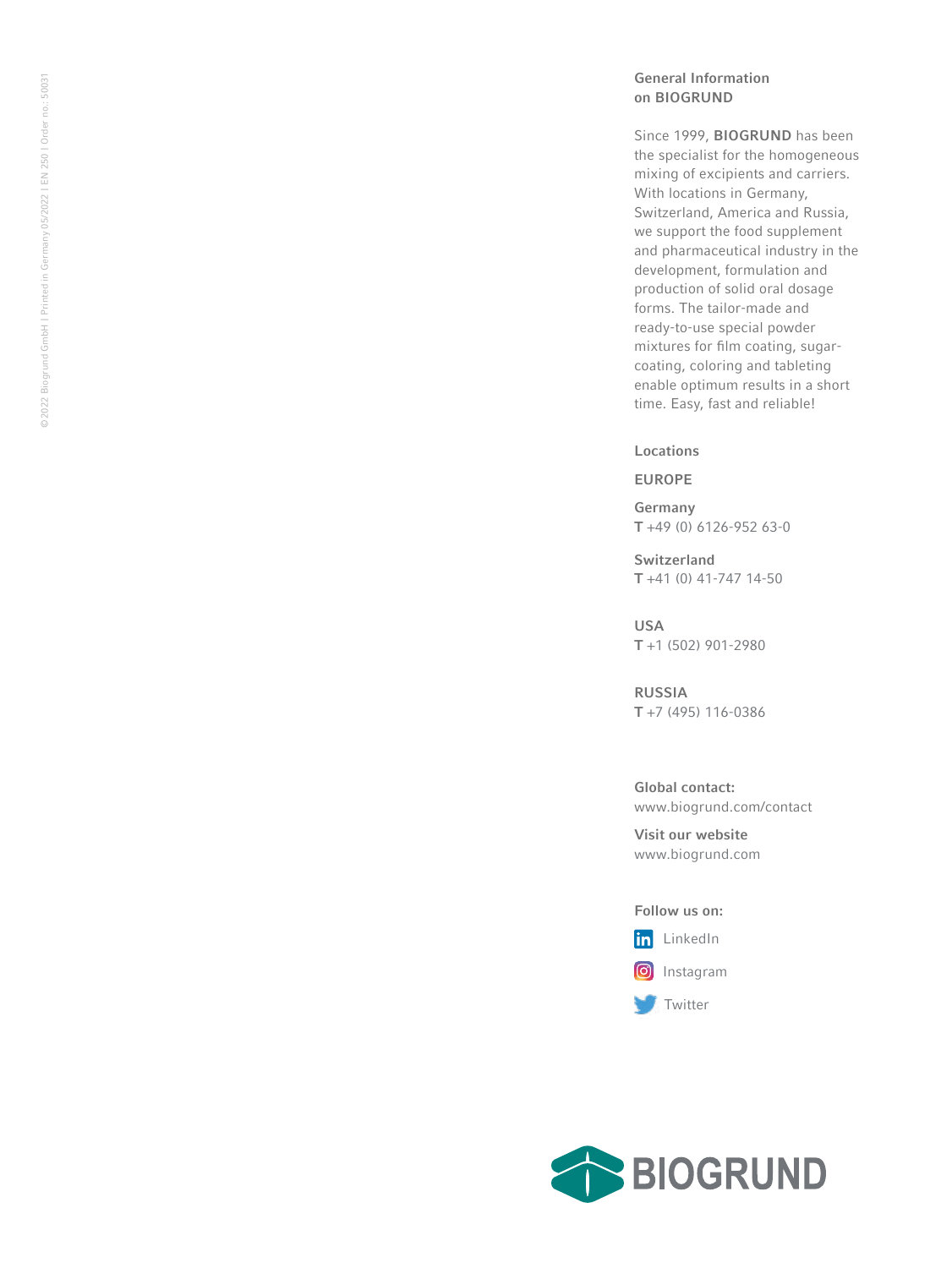## General Information on BIOGRUND

Since 1999, **BIOGRUND** has been the specialist for the homogeneous mixing of excipients and carriers. With locations in Germany, Switzerland, America and Russia, we support the food supplement and pharmaceutical industry in the development, formulation and production of solid oral dosage forms. The tailor-made and ready-to-use special powder mixtures for film coating, sugar-coating, coloring and tableting enable optimum results in a short time. Easy, fast and reliable!

### Locations

**EUROPE**

**Germany**
**T** +49 (0) 6126-952 63-0

**Switzerland**
**T** +41 (0) 41-747 14-50

**USA**
**T** +1 (502) 901-2980

**RUSSIA**
**T** +7 (495) 116-0386

**Global contact:**
www.biogrund.com/contact

**Visit our website**
www.biogrund.com

**Follow us on:**

- LinkedIn
- Instagram
- Twitter

BIOGRUND

© 2022 Biogrund GmbH | Printed in Germany 05/2022 | EN 250 | Order no.: 50031